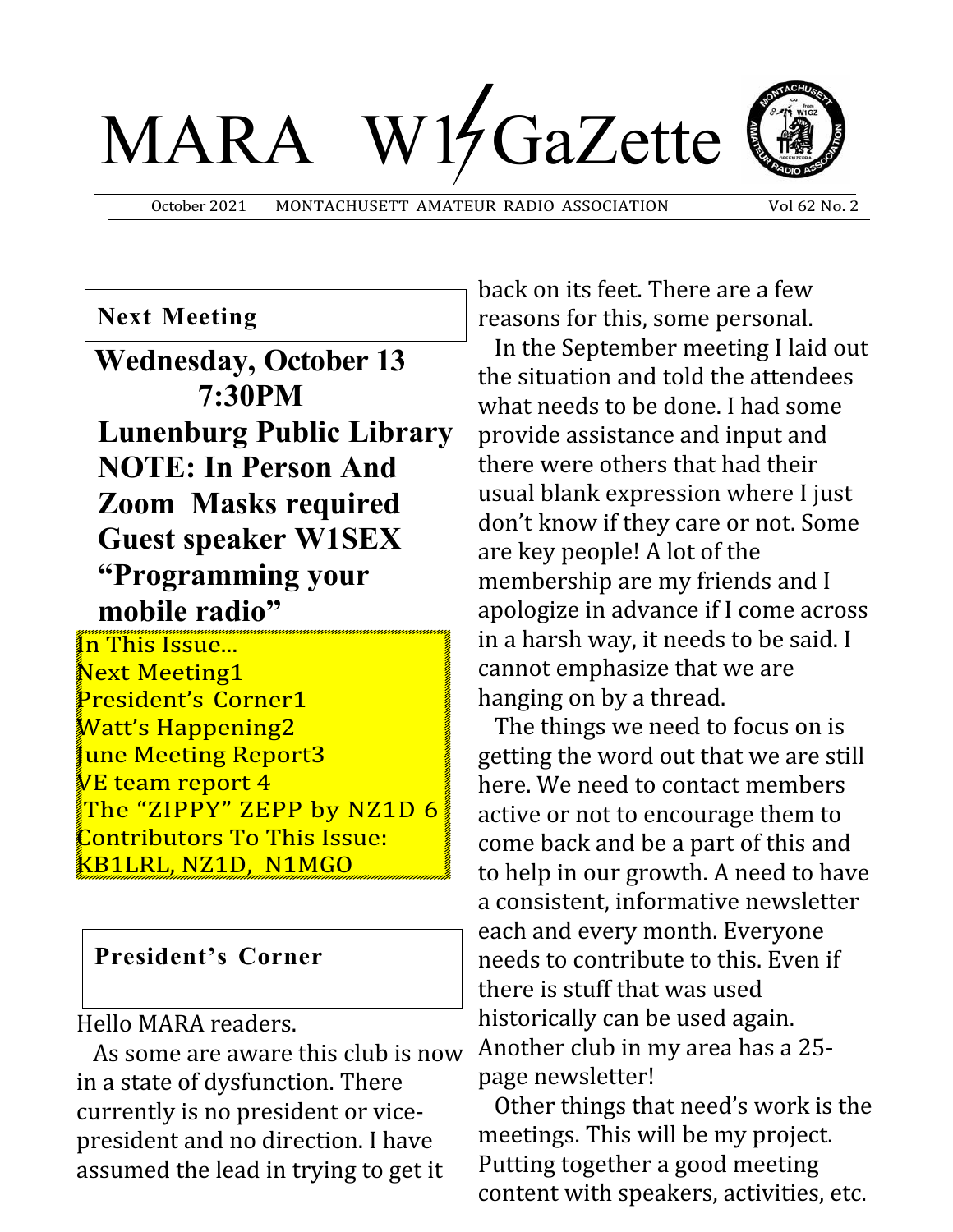# MARA W1GaZette

October 2021 MONTACHUSETT AMATEUR RADIO ASSOCIATION Vol 62 No. 2

## Next Meeting

**Wednesday, October 13**
**7:30PM**
**Lunenburg Public Library**
**NOTE: In Person And Zoom Masks required**
**Guest speaker W1SEX**
**"Programming your mobile radio"**

In This Issue...
Next Meeting1
President's Corner1
Watt's Happening2
June Meeting Report3
VE team report 4
The "ZIPPY" ZEPP by NZ1D 6
Contributors To This Issue:
KB1LRL, NZ1D, N1MGO

## President's Corner

Hello MARA readers.

As some are aware this club is now in a state of dysfunction. There currently is no president or vice-president and no direction. I have assumed the lead in trying to get it back on its feet. There are a few reasons for this, some personal.

In the September meeting I laid out the situation and told the attendees what needs to be done. I had some provide assistance and input and there were others that had their usual blank expression where I just don't know if they care or not. Some are key people! A lot of the membership are my friends and I apologize in advance if I come across in a harsh way, it needs to be said. I cannot emphasize that we are hanging on by a thread.

The things we need to focus on is getting the word out that we are still here. We need to contact members active or not to encourage them to come back and be a part of this and to help in our growth. A need to have a consistent, informative newsletter each and every month. Everyone needs to contribute to this. Even if there is stuff that was used historically can be used again. Another club in my area has a 25-page newsletter!

Other things that need's work is the meetings. This will be my project. Putting together a good meeting content with speakers, activities, etc.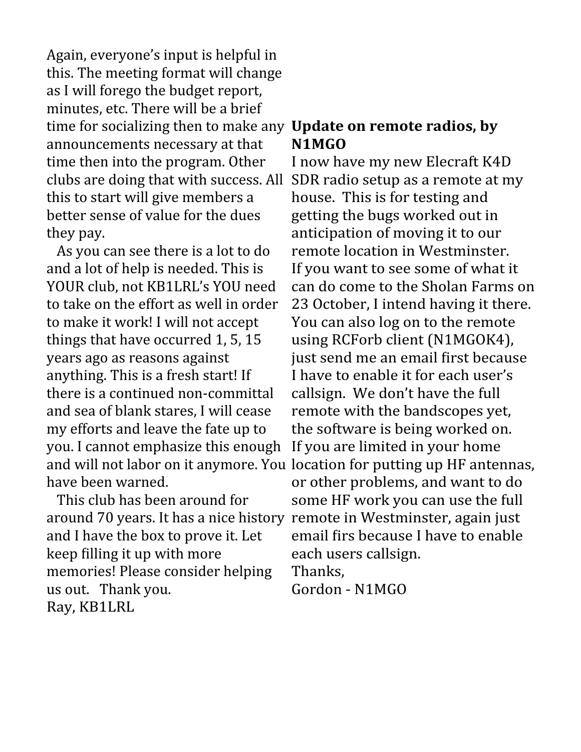Again, everyone's input is helpful in this. The meeting format will change as I will forego the budget report, minutes, etc. There will be a brief time for socializing then to make any announcements necessary at that time then into the program. Other clubs are doing that with success. All this to start will give members a better sense of value for the dues they pay.

As you can see there is a lot to do and a lot of help is needed. This is YOUR club, not KB1LRL's YOU need to take on the effort as well in order to make it work! I will not accept things that have occurred 1, 5, 15 years ago as reasons against anything. This is a fresh start! If there is a continued non-committal and sea of blank stares, I will cease my efforts and leave the fate up to you. I cannot emphasize this enough and will not labor on it anymore. You have been warned.

This club has been around for around 70 years. It has a nice history and I have the box to prove it. Let keep filling it up with more memories! Please consider helping us out. Thank you.

Ray, KB1LRL

**Update on remote radios, by N1MGO**

I now have my new Elecraft K4D SDR radio setup as a remote at my house. This is for testing and getting the bugs worked out in anticipation of moving it to our remote location in Westminster. If you want to see some of what it can do come to the Sholan Farms on 23 October, I intend having it there. You can also log on to the remote using RCForb client (N1MGOK4), just send me an email first because I have to enable it for each user's callsign. We don't have the full remote with the bandscopes yet, the software is being worked on. If you are limited in your home location for putting up HF antennas, or other problems, and want to do some HF work you can use the full remote in Westminster, again just email firs because I have to enable each users callsign.

Thanks,

Gordon - N1MGO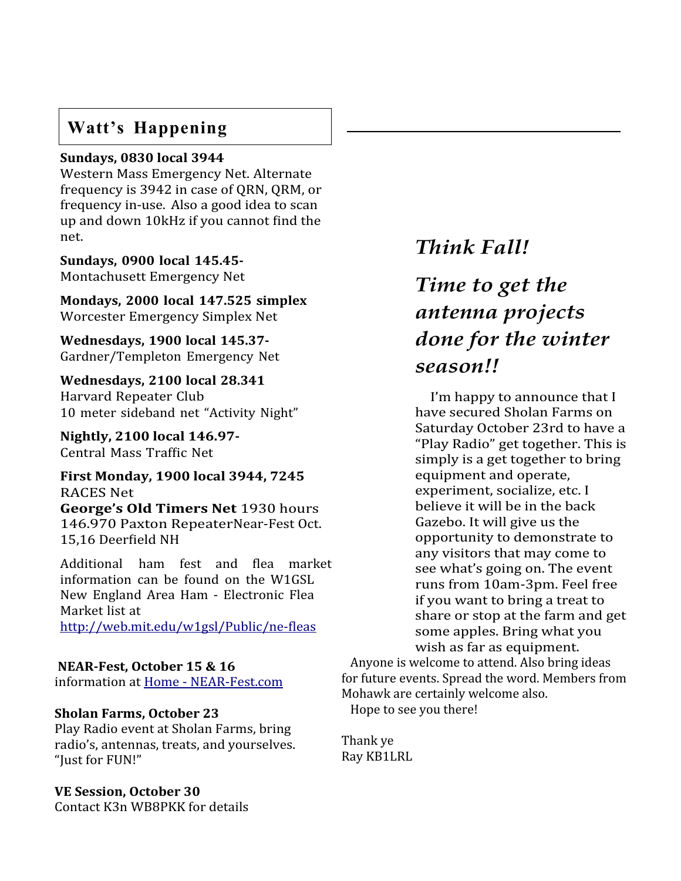## Watt's Happening

**Sundays, 0830 local 3944**
Western Mass Emergency Net. Alternate frequency is 3942 in case of QRN, QRM, or frequency in-use. Also a good idea to scan up and down 10kHz if you cannot find the net.

**Sundays, 0900 local 145.45-**
Montachusett Emergency Net

**Mondays, 2000 local 147.525 simplex**
Worcester Emergency Simplex Net

**Wednesdays, 1900 local 145.37-**
Gardner/Templeton Emergency Net

**Wednesdays, 2100 local 28.341**
Harvard Repeater Club
10 meter sideband net "Activity Night"

**Nightly, 2100 local 146.97-**
Central Mass Traffic Net

**First Monday, 1900 local 3944, 7245**
RACES Net
**George's Old Timers Net** 1930 hours
146.970 Paxton RepeaterNear-Fest Oct. 15,16 Deerfield NH

Additional ham fest and flea market information can be found on the W1GSL New England Area Ham - Electronic Flea Market list at
http://web.mit.edu/w1gsl/Public/ne-fleas

**NEAR-Fest, October 15 & 16**
information at Home - NEAR-Fest.com

**Sholan Farms, October 23**
Play Radio event at Sholan Farms, bring radio's, antennas, treats, and yourselves. "Just for FUN!"

**VE Session, October 30**
Contact K3n WB8PKK for details

## *Think Fall!*

## *Time to get the antenna projects done for the winter season!!*

I'm happy to announce that I have secured Sholan Farms on Saturday October 23rd to have a "Play Radio" get together. This is simply is a get together to bring equipment and operate, experiment, socialize, etc. I believe it will be in the back Gazebo. It will give us the opportunity to demonstrate to any visitors that may come to see what's going on. The event runs from 10am-3pm. Feel free if you want to bring a treat to share or stop at the farm and get some apples. Bring what you wish as far as equipment.

Anyone is welcome to attend. Also bring ideas for future events. Spread the word. Members from Mohawk are certainly welcome also.

Hope to see you there!

Thank ye
Ray KB1LRL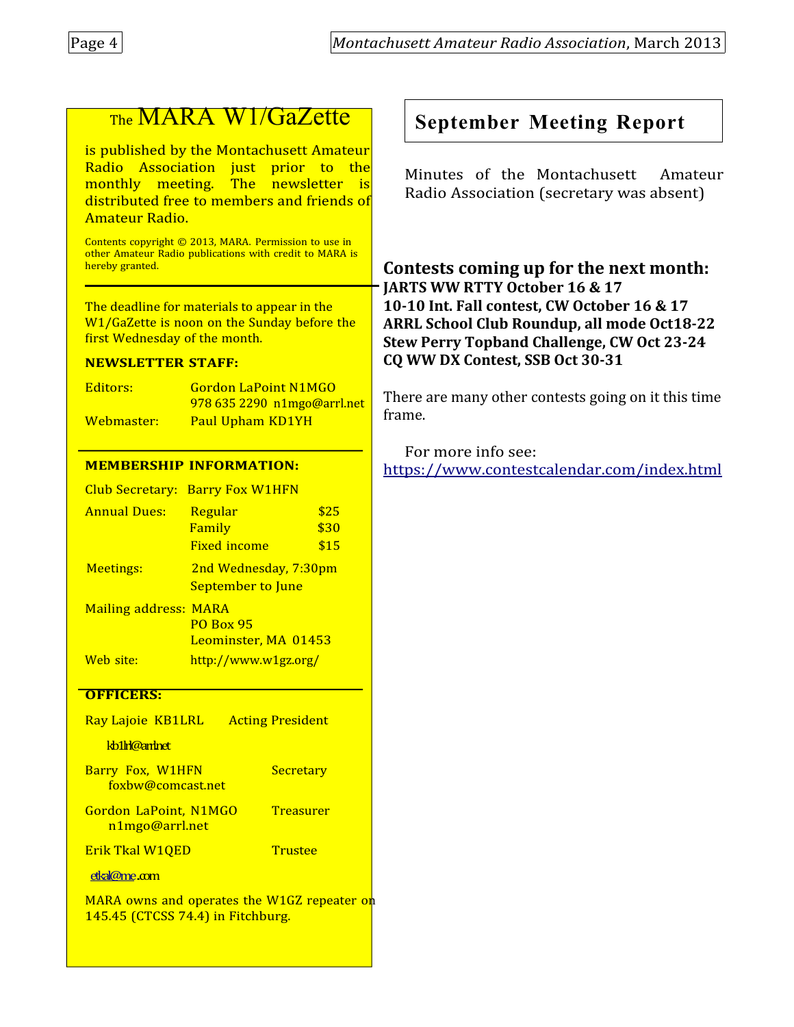## The MARA W1/GaZette

is published by the Montachusett Amateur Radio Association just prior to the monthly meeting. The newsletter is distributed free to members and friends of Amateur Radio.

Contents copyright © 2013, MARA. Permission to use in other Amateur Radio publications with credit to MARA is hereby granted.

The deadline for materials to appear in the W1/GaZette is noon on the Sunday before the first Wednesday of the month.

**NEWSLETTER STAFF:**

Editors: Gordon LaPoint N1MGO
978 635 2290 n1mgo@arrl.net

Webmaster: Paul Upham KD1YH

**MEMBERSHIP INFORMATION:**

Club Secretary: Barry Fox W1HFN

| Annual Dues: | | |
|---|---|---|
| | Regular | $25 |
| | Family | $30 |
| | Fixed income | $15 |

Meetings: 2nd Wednesday, 7:30pm
September to June

Mailing address: MARA
PO Box 95
Leominster, MA 01453

Web site: http://www.w1gz.org/

**OFFICERS:**

Ray Lajoie KB1LRL Acting President
kb1lrl@arrl.net

Barry Fox, W1HFN Secretary
foxbw@comcast.net

Gordon LaPoint, N1MGO Treasurer
n1mgo@arrl.net

Erik Tkal W1QED Trustee
etkal@me.com

MARA owns and operates the W1GZ repeater on 145.45 (CTCSS 74.4) in Fitchburg.

## September Meeting Report

Minutes of the Montachusett Amateur Radio Association (secretary was absent)

### Contests coming up for the next month:

**JARTS WW RTTY October 16 & 17**
**10-10 Int. Fall contest, CW October 16 & 17**
**ARRL School Club Roundup, all mode Oct18-22**
**Stew Perry Topband Challenge, CW Oct 23-24**
**CQ WW DX Contest, SSB Oct 30-31**

There are many other contests going on it this time frame.

For more info see:
https://www.contestcalendar.com/index.html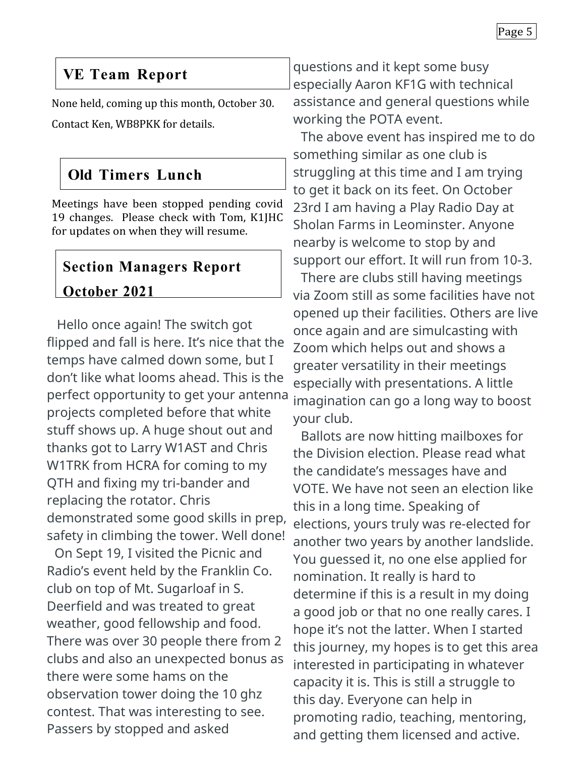## VE Team Report

None held, coming up this month, October 30.

Contact Ken, WB8PKK for details.

## Old Timers Lunch

Meetings have been stopped pending covid 19 changes. Please check with Tom, K1JHC for updates on when they will resume.

## Section Managers Report October 2021

Hello once again! The switch got flipped and fall is here. It's nice that the temps have calmed down some, but I don't like what looms ahead. This is the perfect opportunity to get your antenna projects completed before that white stuff shows up. A huge shout out and thanks got to Larry W1AST and Chris W1TRK from HCRA for coming to my QTH and fixing my tri-bander and replacing the rotator. Chris demonstrated some good skills in prep, safety in climbing the tower. Well done!

On Sept 19, I visited the Picnic and Radio's event held by the Franklin Co. club on top of Mt. Sugarloaf in S. Deerfield and was treated to great weather, good fellowship and food. There was over 30 people there from 2 clubs and also an unexpected bonus as there were some hams on the observation tower doing the 10 ghz contest. That was interesting to see. Passers by stopped and asked questions and it kept some busy especially Aaron KF1G with technical assistance and general questions while working the POTA event.

The above event has inspired me to do something similar as one club is struggling at this time and I am trying to get it back on its feet. On October 23rd I am having a Play Radio Day at Sholan Farms in Leominster. Anyone nearby is welcome to stop by and support our effort. It will run from 10-3.

There are clubs still having meetings via Zoom still as some facilities have not opened up their facilities. Others are live once again and are simulcasting with Zoom which helps out and shows a greater versatility in their meetings especially with presentations. A little imagination can go a long way to boost your club.

Ballots are now hitting mailboxes for the Division election. Please read what the candidate's messages have and VOTE. We have not seen an election like this in a long time. Speaking of elections, yours truly was re-elected for another two years by another landslide. You guessed it, no one else applied for nomination. It really is hard to determine if this is a result in my doing a good job or that no one really cares. I hope it's not the latter. When I started this journey, my hopes is to get this area interested in participating in whatever capacity it is. This is still a struggle to this day. Everyone can help in promoting radio, teaching, mentoring, and getting them licensed and active.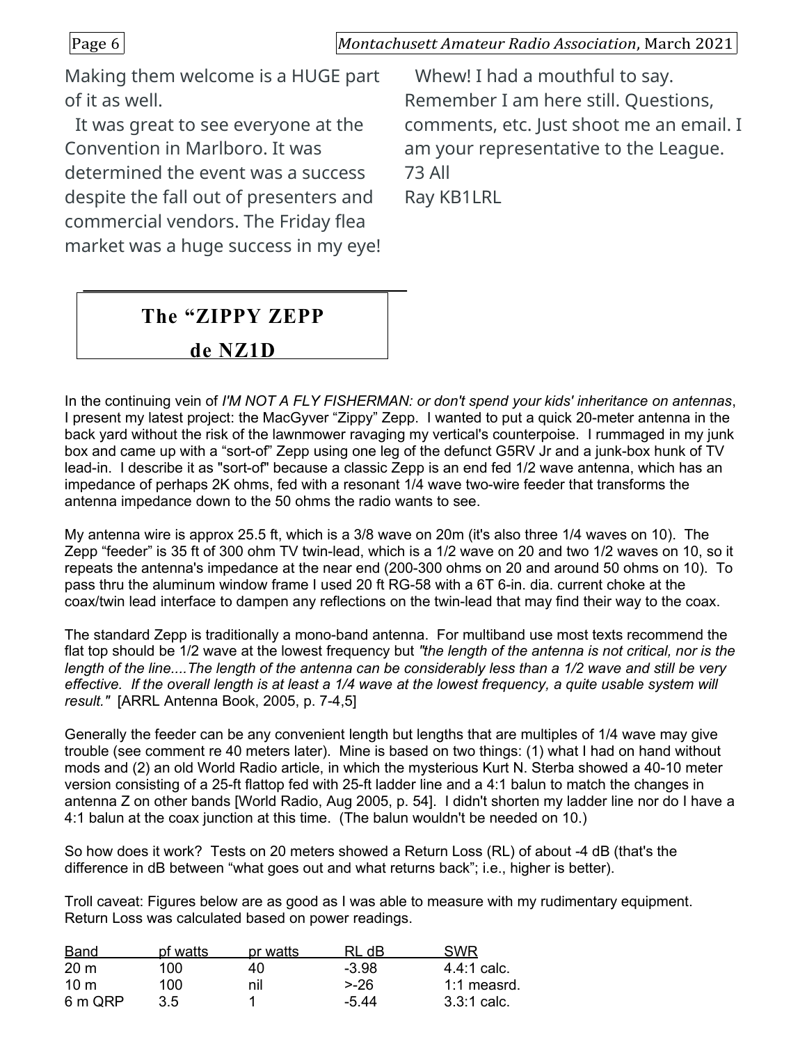Making them welcome is a HUGE part of it as well.

It was great to see everyone at the Convention in Marlboro. It was determined the event was a success despite the fall out of presenters and commercial vendors. The Friday flea market was a huge success in my eye!

Whew! I had a mouthful to say. Remember I am here still. Questions, comments, etc. Just shoot me an email. I am your representative to the League.
73 All
Ray KB1LRL

## The “ZIPPY ZEPP de NZ1D

In the continuing vein of *I'M NOT A FLY FISHERMAN: or don't spend your kids' inheritance on antennas*, I present my latest project: the MacGyver “Zippy” Zepp. I wanted to put a quick 20-meter antenna in the back yard without the risk of the lawnmower ravaging my vertical's counterpoise. I rummaged in my junk box and came up with a “sort-of” Zepp using one leg of the defunct G5RV Jr and a junk-box hunk of TV lead-in. I describe it as "sort-of" because a classic Zepp is an end fed 1/2 wave antenna, which has an impedance of perhaps 2K ohms, fed with a resonant 1/4 wave two-wire feeder that transforms the antenna impedance down to the 50 ohms the radio wants to see.

My antenna wire is approx 25.5 ft, which is a 3/8 wave on 20m (it's also three 1/4 waves on 10). The Zepp “feeder” is 35 ft of 300 ohm TV twin-lead, which is a 1/2 wave on 20 and two 1/2 waves on 10, so it repeats the antenna's impedance at the near end (200-300 ohms on 20 and around 50 ohms on 10). To pass thru the aluminum window frame I used 20 ft RG-58 with a 6T 6-in. dia. current choke at the coax/twin lead interface to dampen any reflections on the twin-lead that may find their way to the coax.

The standard Zepp is traditionally a mono-band antenna. For multiband use most texts recommend the flat top should be 1/2 wave at the lowest frequency but *"the length of the antenna is not critical, nor is the length of the line....The length of the antenna can be considerably less than a 1/2 wave and still be very effective. If the overall length is at least a 1/4 wave at the lowest frequency, a quite usable system will result."* [ARRL Antenna Book, 2005, p. 7-4,5]

Generally the feeder can be any convenient length but lengths that are multiples of 1/4 wave may give trouble (see comment re 40 meters later). Mine is based on two things: (1) what I had on hand without mods and (2) an old World Radio article, in which the mysterious Kurt N. Sterba showed a 40-10 meter version consisting of a 25-ft flattop fed with 25-ft ladder line and a 4:1 balun to match the changes in antenna Z on other bands [World Radio, Aug 2005, p. 54]. I didn't shorten my ladder line nor do I have a 4:1 balun at the coax junction at this time. (The balun wouldn't be needed on 10.)

So how does it work? Tests on 20 meters showed a Return Loss (RL) of about -4 dB (that's the difference in dB between “what goes out and what returns back”; i.e., higher is better).

Troll caveat: Figures below are as good as I was able to measure with my rudimentary equipment. Return Loss was calculated based on power readings.

| Band | pf watts | pr watts | RL dB | SWR |
|---|---|---|---|---|
| 20 m | 100 | 40 | -3.98 | 4.4:1 calc. |
| 10 m | 100 | nil | >-26 | 1:1 measrd. |
| 6 m QRP | 3.5 | 1 | -5.44 | 3.3:1 calc. |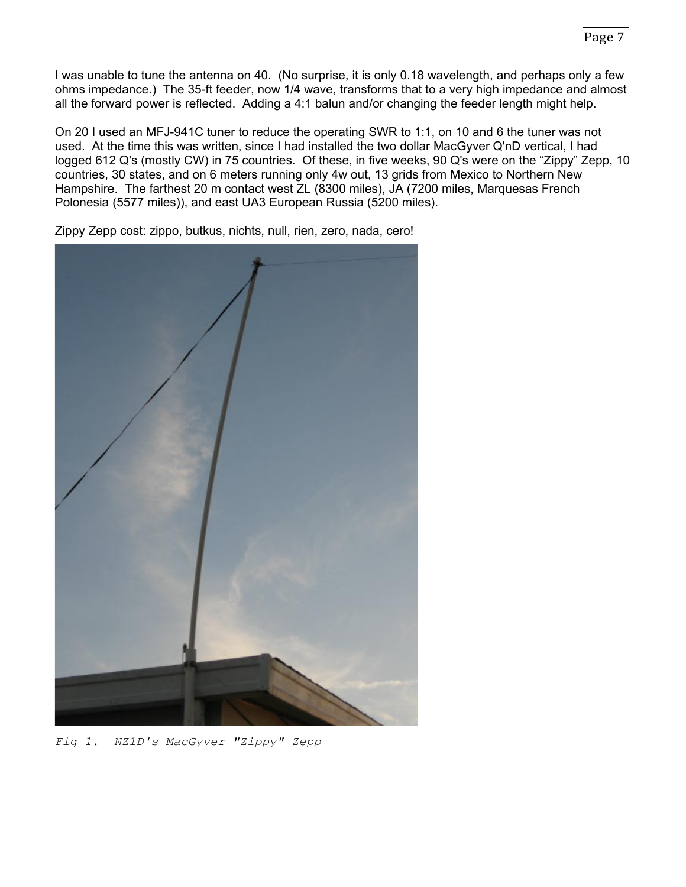I was unable to tune the antenna on 40. (No surprise, it is only 0.18 wavelength, and perhaps only a few ohms impedance.) The 35-ft feeder, now 1/4 wave, transforms that to a very high impedance and almost all the forward power is reflected. Adding a 4:1 balun and/or changing the feeder length might help.

On 20 I used an MFJ-941C tuner to reduce the operating SWR to 1:1, on 10 and 6 the tuner was not used. At the time this was written, since I had installed the two dollar MacGyver Q'nD vertical, I had logged 612 Q's (mostly CW) in 75 countries. Of these, in five weeks, 90 Q's were on the "Zippy" Zepp, 10 countries, 30 states, and on 6 meters running only 4w out, 13 grids from Mexico to Northern New Hampshire. The farthest 20 m contact west ZL (8300 miles), JA (7200 miles, Marquesas French Polonesia (5577 miles)), and east UA3 European Russia (5200 miles).

Zippy Zepp cost: zippo, butkus, nichts, null, rien, zero, nada, cero!

*Fig 1. NZ1D's MacGyver "Zippy" Zepp*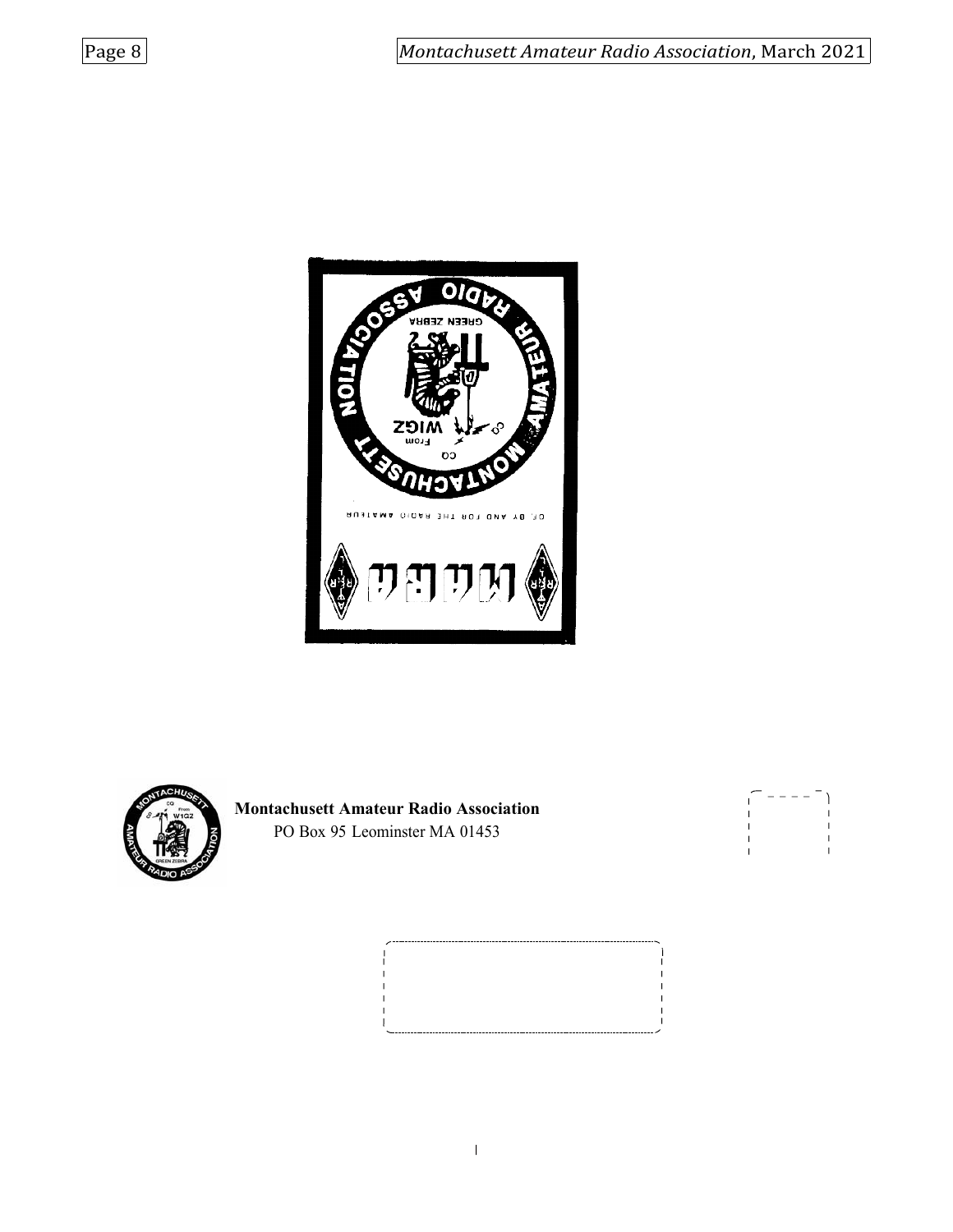**Montachusett Amateur Radio Association**

PO Box 95 Leominster MA 01453